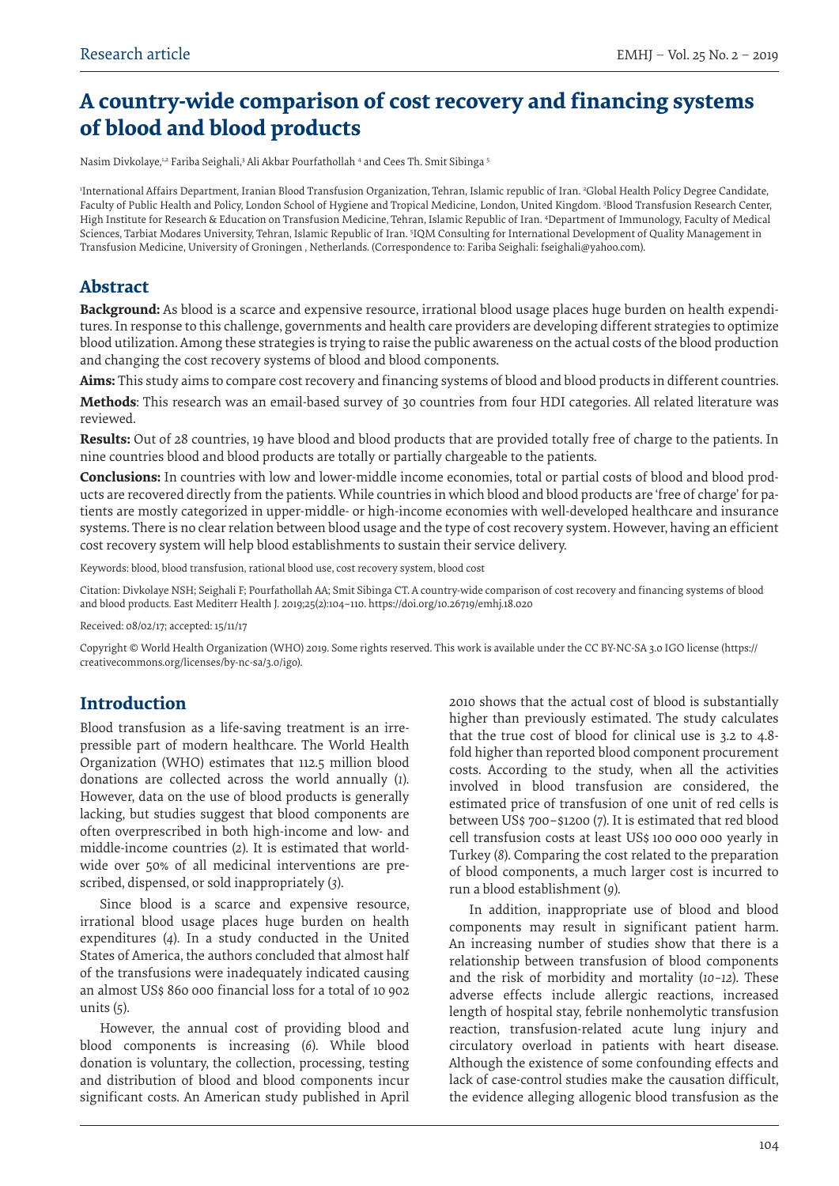Research article

# A country-wide comparison of cost recovery and financing systems of blood and blood products

Nasim Divkolaye,[1,2] Fariba Seighali,[3] Ali Akbar Pourfathollah [4] and Cees Th. Smit Sibinga [5]

[1]International Affairs Department, Iranian Blood Transfusion Organization, Tehran, Islamic republic of Iran. [2]Global Health Policy Degree Candidate, Faculty of Public Health and Policy, London School of Hygiene and Tropical Medicine, London, United Kingdom. [3]Blood Transfusion Research Center, High Institute for Research & Education on Transfusion Medicine, Tehran, Islamic Republic of Iran. [4]Department of Immunology, Faculty of Medical Sciences, Tarbiat Modares University, Tehran, Islamic Republic of Iran. [5]IQM Consulting for International Development of Quality Management in Transfusion Medicine, University of Groningen , Netherlands. (Correspondence to: Fariba Seighali: fseighali@yahoo.com).

## Abstract

**Background:** As blood is a scarce and expensive resource, irrational blood usage places huge burden on health expenditures. In response to this challenge, governments and health care providers are developing different strategies to optimize blood utilization. Among these strategies is trying to raise the public awareness on the actual costs of the blood production and changing the cost recovery systems of blood and blood components.

**Aims:** This study aims to compare cost recovery and financing systems of blood and blood products in different countries.

**Methods**: This research was an email-based survey of 30 countries from four HDI categories. All related literature was reviewed.

**Results:** Out of 28 countries, 19 have blood and blood products that are provided totally free of charge to the patients. In nine countries blood and blood products are totally or partially chargeable to the patients.

**Conclusions:** In countries with low and lower-middle income economies, total or partial costs of blood and blood products are recovered directly from the patients. While countries in which blood and blood products are 'free of charge' for patients are mostly categorized in upper-middle- or high-income economies with well-developed healthcare and insurance systems. There is no clear relation between blood usage and the type of cost recovery system. However, having an efficient cost recovery system will help blood establishments to sustain their service delivery.

Keywords: blood, blood transfusion, rational blood use, cost recovery system, blood cost

Citation: Divkolaye NSH; Seighali F; Pourfathollah AA; Smit Sibinga CT. A country-wide comparison of cost recovery and financing systems of blood and blood products. East Mediterr Health J. 2019;25(2):104–110. https://doi.org/10.26719/emhj.18.020

Received: 08/02/17; accepted: 15/11/17

Copyright © World Health Organization (WHO) 2019. Some rights reserved. This work is available under the CC BY-NC-SA 3.0 IGO license (https://creativecommons.org/licenses/by-nc-sa/3.0/igo).

## Introduction

Blood transfusion as a life-saving treatment is an irrepressible part of modern healthcare. The World Health Organization (WHO) estimates that 112.5 million blood donations are collected across the world annually (*1*). However, data on the use of blood products is generally lacking, but studies suggest that blood components are often overprescribed in both high-income and low- and middle-income countries (*2*). It is estimated that worldwide over 50% of all medicinal interventions are prescribed, dispensed, or sold inappropriately (*3*).

Since blood is a scarce and expensive resource, irrational blood usage places huge burden on health expenditures (*4*). In a study conducted in the United States of America, the authors concluded that almost half of the transfusions were inadequately indicated causing an almost US$ 860 000 financial loss for a total of 10 902 units (*5*).

However, the annual cost of providing blood and blood components is increasing (*6*). While blood donation is voluntary, the collection, processing, testing and distribution of blood and blood components incur significant costs. An American study published in April 2010 shows that the actual cost of blood is substantially higher than previously estimated. The study calculates that the true cost of blood for clinical use is 3.2 to 4.8-fold higher than reported blood component procurement costs. According to the study, when all the activities involved in blood transfusion are considered, the estimated price of transfusion of one unit of red cells is between US$ 700–$1200 (*7*). It is estimated that red blood cell transfusion costs at least US$ 100 000 000 yearly in Turkey (*8*). Comparing the cost related to the preparation of blood components, a much larger cost is incurred to run a blood establishment (*9*).

In addition, inappropriate use of blood and blood components may result in significant patient harm. An increasing number of studies show that there is a relationship between transfusion of blood components and the risk of morbidity and mortality (*10–12*). These adverse effects include allergic reactions, increased length of hospital stay, febrile nonhemolytic transfusion reaction, transfusion-related acute lung injury and circulatory overload in patients with heart disease. Although the existence of some confounding effects and lack of case-control studies make the causation difficult, the evidence alleging allogenic blood transfusion as the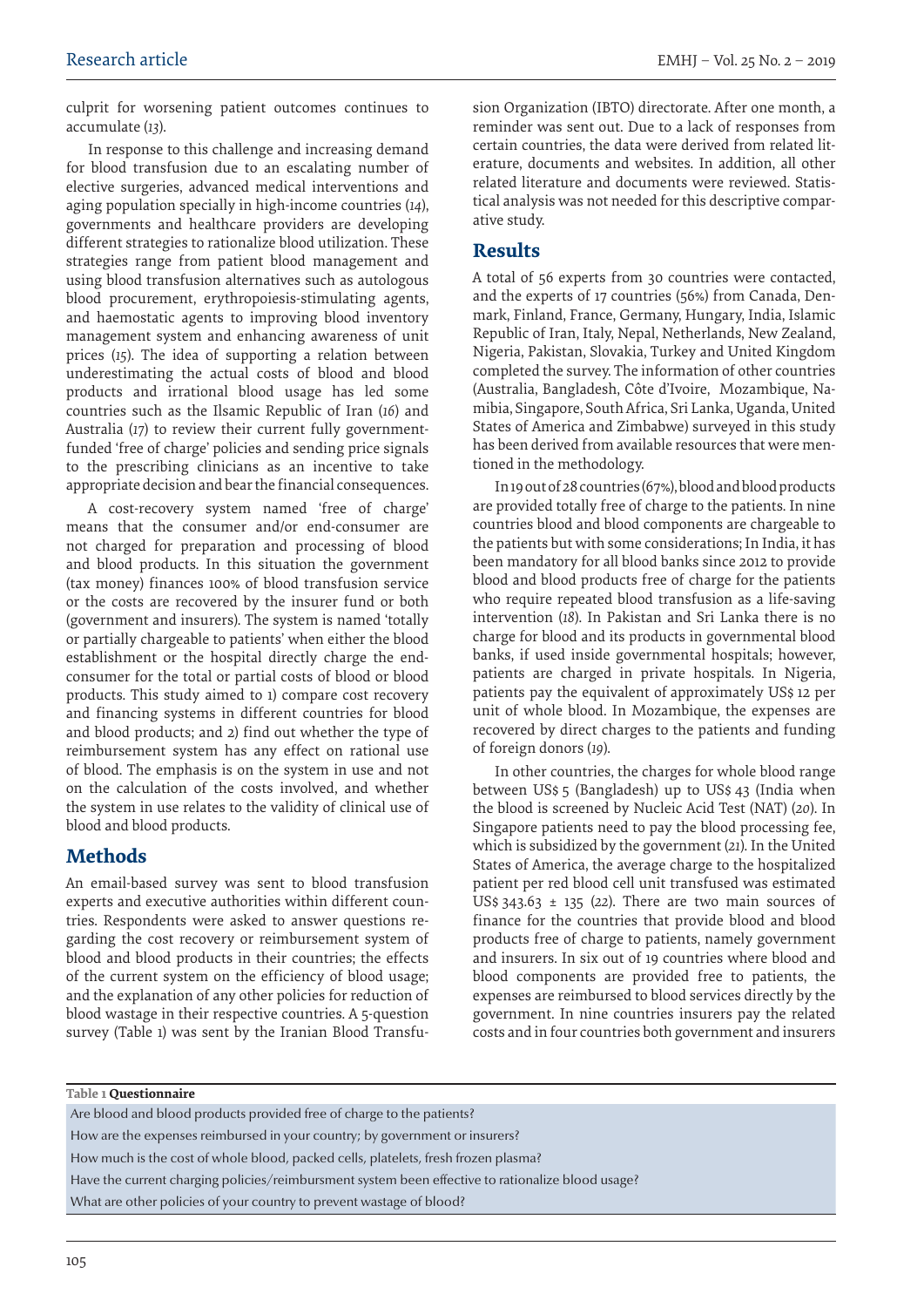culprit for worsening patient outcomes continues to accumulate (*13*).

In response to this challenge and increasing demand for blood transfusion due to an escalating number of elective surgeries, advanced medical interventions and aging population specially in high-income countries (*14*), governments and healthcare providers are developing different strategies to rationalize blood utilization. These strategies range from patient blood management and using blood transfusion alternatives such as autologous blood procurement, erythropoiesis-stimulating agents, and haemostatic agents to improving blood inventory management system and enhancing awareness of unit prices (*15*). The idea of supporting a relation between underestimating the actual costs of blood and blood products and irrational blood usage has led some countries such as the Ilsamic Republic of Iran (*16*) and Australia (*17*) to review their current fully government-funded 'free of charge' policies and sending price signals to the prescribing clinicians as an incentive to take appropriate decision and bear the financial consequences.

A cost-recovery system named 'free of charge' means that the consumer and/or end-consumer are not charged for preparation and processing of blood and blood products. In this situation the government (tax money) finances 100% of blood transfusion service or the costs are recovered by the insurer fund or both (government and insurers). The system is named 'totally or partially chargeable to patients' when either the blood establishment or the hospital directly charge the end-consumer for the total or partial costs of blood or blood products. This study aimed to 1) compare cost recovery and financing systems in different countries for blood and blood products; and 2) find out whether the type of reimbursement system has any effect on rational use of blood. The emphasis is on the system in use and not on the calculation of the costs involved, and whether the system in use relates to the validity of clinical use of blood and blood products.

## Methods

An email-based survey was sent to blood transfusion experts and executive authorities within different countries. Respondents were asked to answer questions regarding the cost recovery or reimbursement system of blood and blood products in their countries; the effects of the current system on the efficiency of blood usage; and the explanation of any other policies for reduction of blood wastage in their respective countries. A 5-question survey (Table 1) was sent by the Iranian Blood Transfusion Organization (IBTO) directorate. After one month, a reminder was sent out. Due to a lack of responses from certain countries, the data were derived from related literature, documents and websites. In addition, all other related literature and documents were reviewed. Statistical analysis was not needed for this descriptive comparative study.

## Results

A total of 56 experts from 30 countries were contacted, and the experts of 17 countries (56%) from Canada, Denmark, Finland, France, Germany, Hungary, India, Islamic Republic of Iran, Italy, Nepal, Netherlands, New Zealand, Nigeria, Pakistan, Slovakia, Turkey and United Kingdom completed the survey. The information of other countries (Australia, Bangladesh, Côte d'Ivoire, Mozambique, Namibia, Singapore, South Africa, Sri Lanka, Uganda, United States of America and Zimbabwe) surveyed in this study has been derived from available resources that were mentioned in the methodology.

In 19 out of 28 countries (67%), blood and blood products are provided totally free of charge to the patients. In nine countries blood and blood components are chargeable to the patients but with some considerations; In India, it has been mandatory for all blood banks since 2012 to provide blood and blood products free of charge for the patients who require repeated blood transfusion as a life-saving intervention (*18*). In Pakistan and Sri Lanka there is no charge for blood and its products in governmental blood banks, if used inside governmental hospitals; however, patients are charged in private hospitals. In Nigeria, patients pay the equivalent of approximately US$ 12 per unit of whole blood. In Mozambique, the expenses are recovered by direct charges to the patients and funding of foreign donors (*19*).

In other countries, the charges for whole blood range between US$ 5 (Bangladesh) up to US$ 43 (India when the blood is screened by Nucleic Acid Test (NAT) (*20*). In Singapore patients need to pay the blood processing fee, which is subsidized by the government (*21*). In the United States of America, the average charge to the hospitalized patient per red blood cell unit transfused was estimated US$ 343.63 ± 135 (*22*). There are two main sources of finance for the countries that provide blood and blood products free of charge to patients, namely government and insurers. In six out of 19 countries where blood and blood components are provided free to patients, the expenses are reimbursed to blood services directly by the government. In nine countries insurers pay the related costs and in four countries both government and insurers

**Table 1 Questionnaire**

| |
|---|
| Are blood and blood products provided free of charge to the patients? |
| How are the expenses reimbursed in your country; by government or insurers? |
| How much is the cost of whole blood, packed cells, platelets, fresh frozen plasma? |
| Have the current charging policies/reimbursment system been effective to rationalize blood usage? |
| What are other policies of your country to prevent wastage of blood? |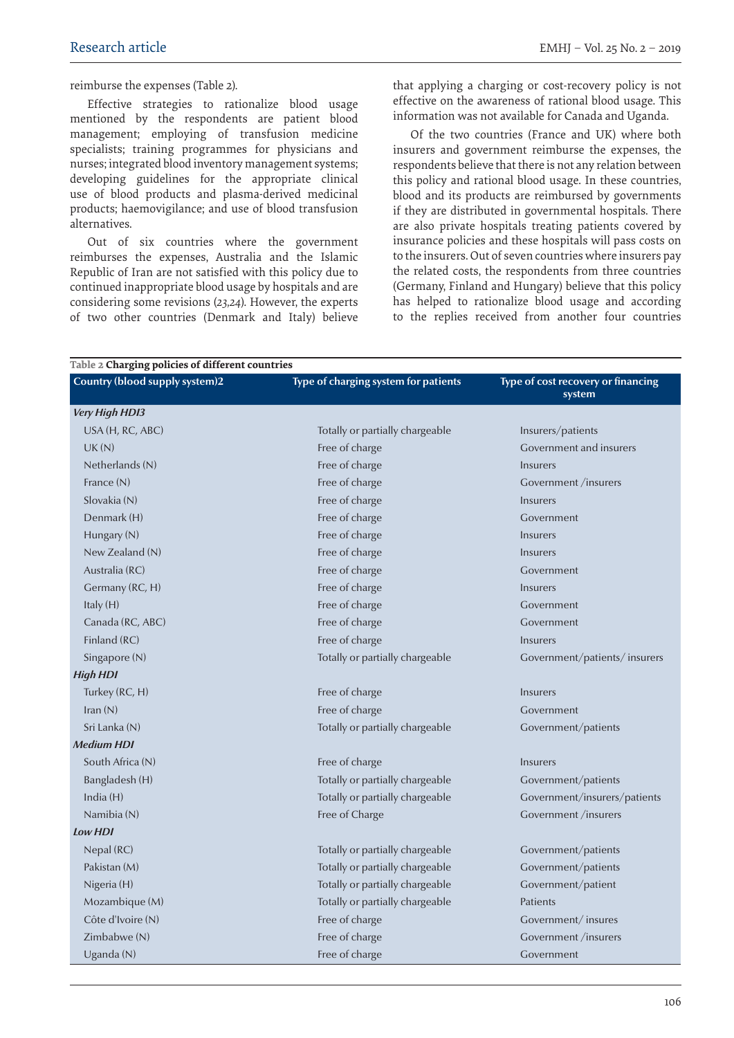reimburse the expenses (Table 2).

Effective strategies to rationalize blood usage mentioned by the respondents are patient blood management; employing of transfusion medicine specialists; training programmes for physicians and nurses; integrated blood inventory management systems; developing guidelines for the appropriate clinical use of blood products and plasma-derived medicinal products; haemovigilance; and use of blood transfusion alternatives.

Out of six countries where the government reimburses the expenses, Australia and the Islamic Republic of Iran are not satisfied with this policy due to continued inappropriate blood usage by hospitals and are considering some revisions (*23,24*). However, the experts of two other countries (Denmark and Italy) believe that applying a charging or cost-recovery policy is not effective on the awareness of rational blood usage. This information was not available for Canada and Uganda.

Of the two countries (France and UK) where both insurers and government reimburse the expenses, the respondents believe that there is not any relation between this policy and rational blood usage. In these countries, blood and its products are reimbursed by governments if they are distributed in governmental hospitals. There are also private hospitals treating patients covered by insurance policies and these hospitals will pass costs on to the insurers. Out of seven countries where insurers pay the related costs, the respondents from three countries (Germany, Finland and Hungary) believe that this policy has helped to rationalize blood usage and according to the replies received from another four countries

**Table 2 Charging policies of different countries**

| Country (blood supply system)2 | Type of charging system for patients | Type of cost recovery or financing system |
|---|---|---|
| ***Very High HDI3*** | | |
| USA (H, RC, ABC) | Totally or partially chargeable | Insurers/patients |
| UK (N) | Free of charge | Government and insurers |
| Netherlands (N) | Free of charge | Insurers |
| France (N) | Free of charge | Government /insurers |
| Slovakia (N) | Free of charge | Insurers |
| Denmark (H) | Free of charge | Government |
| Hungary (N) | Free of charge | Insurers |
| New Zealand (N) | Free of charge | Insurers |
| Australia (RC) | Free of charge | Government |
| Germany (RC, H) | Free of charge | Insurers |
| Italy (H) | Free of charge | Government |
| Canada (RC, ABC) | Free of charge | Government |
| Finland (RC) | Free of charge | Insurers |
| Singapore (N) | Totally or partially chargeable | Government/patients/ insurers |
| ***High HDI*** | | |
| Turkey (RC, H) | Free of charge | Insurers |
| Iran (N) | Free of charge | Government |
| Sri Lanka (N) | Totally or partially chargeable | Government/patients |
| ***Medium HDI*** | | |
| South Africa (N) | Free of charge | Insurers |
| Bangladesh (H) | Totally or partially chargeable | Government/patients |
| India (H) | Totally or partially chargeable | Government/insurers/patients |
| Namibia (N) | Free of Charge | Government /insurers |
| ***Low HDI*** | | |
| Nepal (RC) | Totally or partially chargeable | Government/patients |
| Pakistan (M) | Totally or partially chargeable | Government/patients |
| Nigeria (H) | Totally or partially chargeable | Government/patient |
| Mozambique (M) | Totally or partially chargeable | Patients |
| Côte d'Ivoire (N) | Free of charge | Government/ insures |
| Zimbabwe (N) | Free of charge | Government /insurers |
| Uganda (N) | Free of charge | Government |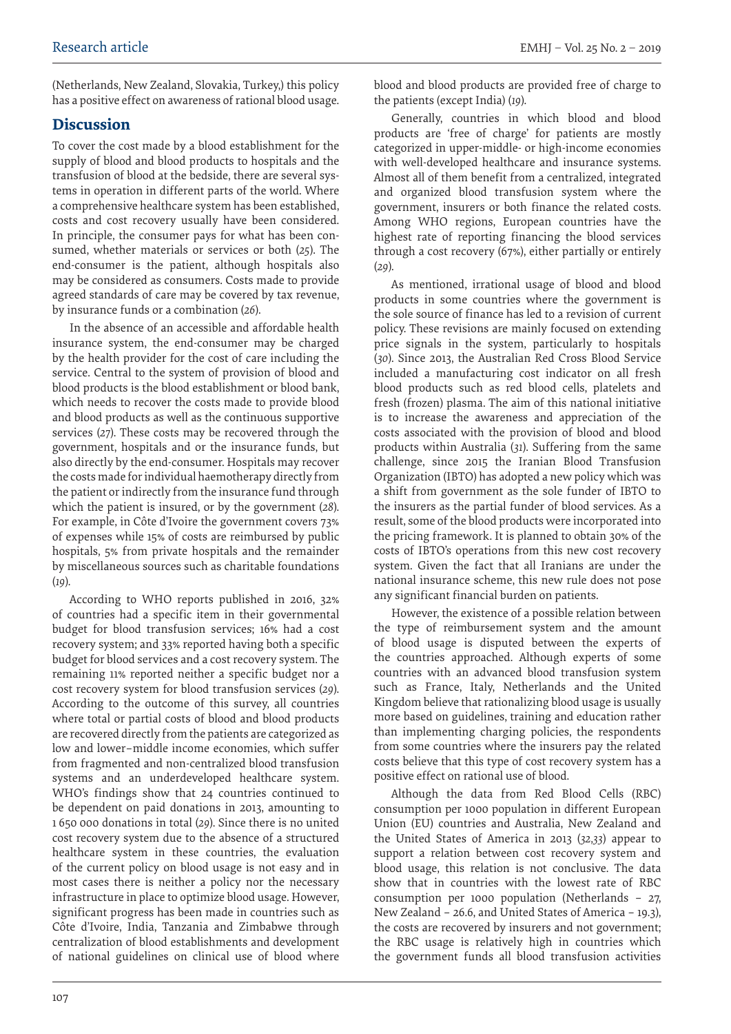(Netherlands, New Zealand, Slovakia, Turkey,) this policy has a positive effect on awareness of rational blood usage.

## Discussion

To cover the cost made by a blood establishment for the supply of blood and blood products to hospitals and the transfusion of blood at the bedside, there are several systems in operation in different parts of the world. Where a comprehensive healthcare system has been established, costs and cost recovery usually have been considered. In principle, the consumer pays for what has been consumed, whether materials or services or both (*25*). The end-consumer is the patient, although hospitals also may be considered as consumers. Costs made to provide agreed standards of care may be covered by tax revenue, by insurance funds or a combination (*26*).

In the absence of an accessible and affordable health insurance system, the end-consumer may be charged by the health provider for the cost of care including the service. Central to the system of provision of blood and blood products is the blood establishment or blood bank, which needs to recover the costs made to provide blood and blood products as well as the continuous supportive services (*27*). These costs may be recovered through the government, hospitals and or the insurance funds, but also directly by the end-consumer. Hospitals may recover the costs made for individual haemotherapy directly from the patient or indirectly from the insurance fund through which the patient is insured, or by the government (*28*). For example, in Côte d'Ivoire the government covers 73% of expenses while 15% of costs are reimbursed by public hospitals, 5% from private hospitals and the remainder by miscellaneous sources such as charitable foundations (*19*).

According to WHO reports published in 2016, 32% of countries had a specific item in their governmental budget for blood transfusion services; 16% had a cost recovery system; and 33% reported having both a specific budget for blood services and a cost recovery system. The remaining 11% reported neither a specific budget nor a cost recovery system for blood transfusion services (*29*). According to the outcome of this survey, all countries where total or partial costs of blood and blood products are recovered directly from the patients are categorized as low and lower–middle income economies, which suffer from fragmented and non-centralized blood transfusion systems and an underdeveloped healthcare system. WHO's findings show that 24 countries continued to be dependent on paid donations in 2013, amounting to 1 650 000 donations in total (*29*). Since there is no united cost recovery system due to the absence of a structured healthcare system in these countries, the evaluation of the current policy on blood usage is not easy and in most cases there is neither a policy nor the necessary infrastructure in place to optimize blood usage. However, significant progress has been made in countries such as Côte d'Ivoire, India, Tanzania and Zimbabwe through centralization of blood establishments and development of national guidelines on clinical use of blood where blood and blood products are provided free of charge to the patients (except India) (*19*).

Generally, countries in which blood and blood products are 'free of charge' for patients are mostly categorized in upper-middle- or high-income economies with well-developed healthcare and insurance systems. Almost all of them benefit from a centralized, integrated and organized blood transfusion system where the government, insurers or both finance the related costs. Among WHO regions, European countries have the highest rate of reporting financing the blood services through a cost recovery (67%), either partially or entirely (*29*).

As mentioned, irrational usage of blood and blood products in some countries where the government is the sole source of finance has led to a revision of current policy. These revisions are mainly focused on extending price signals in the system, particularly to hospitals (*30*). Since 2013, the Australian Red Cross Blood Service included a manufacturing cost indicator on all fresh blood products such as red blood cells, platelets and fresh (frozen) plasma. The aim of this national initiative is to increase the awareness and appreciation of the costs associated with the provision of blood and blood products within Australia (*31*). Suffering from the same challenge, since 2015 the Iranian Blood Transfusion Organization (IBTO) has adopted a new policy which was a shift from government as the sole funder of IBTO to the insurers as the partial funder of blood services. As a result, some of the blood products were incorporated into the pricing framework. It is planned to obtain 30% of the costs of IBTO's operations from this new cost recovery system. Given the fact that all Iranians are under the national insurance scheme, this new rule does not pose any significant financial burden on patients.

However, the existence of a possible relation between the type of reimbursement system and the amount of blood usage is disputed between the experts of the countries approached. Although experts of some countries with an advanced blood transfusion system such as France, Italy, Netherlands and the United Kingdom believe that rationalizing blood usage is usually more based on guidelines, training and education rather than implementing charging policies, the respondents from some countries where the insurers pay the related costs believe that this type of cost recovery system has a positive effect on rational use of blood.

Although the data from Red Blood Cells (RBC) consumption per 1000 population in different European Union (EU) countries and Australia, New Zealand and the United States of America in 2013 (*32,33*) appear to support a relation between cost recovery system and blood usage, this relation is not conclusive. The data show that in countries with the lowest rate of RBC consumption per 1000 population (Netherlands – 27, New Zealand – 26.6, and United States of America – 19.3), the costs are recovered by insurers and not government; the RBC usage is relatively high in countries which the government funds all blood transfusion activities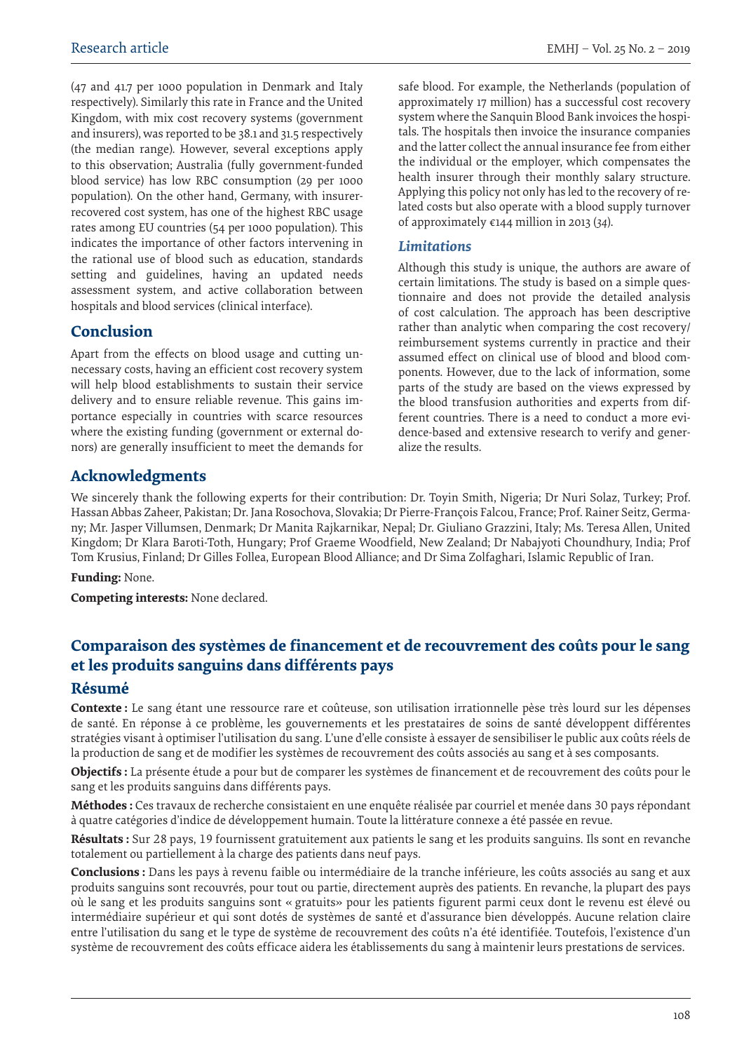(47 and 41.7 per 1000 population in Denmark and Italy respectively). Similarly this rate in France and the United Kingdom, with mix cost recovery systems (government and insurers), was reported to be 38.1 and 31.5 respectively (the median range). However, several exceptions apply to this observation; Australia (fully government-funded blood service) has low RBC consumption (29 per 1000 population). On the other hand, Germany, with insurer-recovered cost system, has one of the highest RBC usage rates among EU countries (54 per 1000 population). This indicates the importance of other factors intervening in the rational use of blood such as education, standards setting and guidelines, having an updated needs assessment system, and active collaboration between hospitals and blood services (clinical interface).

## Conclusion

Apart from the effects on blood usage and cutting unnecessary costs, having an efficient cost recovery system will help blood establishments to sustain their service delivery and to ensure reliable revenue. This gains importance especially in countries with scarce resources where the existing funding (government or external donors) are generally insufficient to meet the demands for safe blood. For example, the Netherlands (population of approximately 17 million) has a successful cost recovery system where the Sanquin Blood Bank invoices the hospitals. The hospitals then invoice the insurance companies and the latter collect the annual insurance fee from either the individual or the employer, which compensates the health insurer through their monthly salary structure. Applying this policy not only has led to the recovery of related costs but also operate with a blood supply turnover of approximately €144 million in 2013 (34).

### *Limitations*

Although this study is unique, the authors are aware of certain limitations. The study is based on a simple questionnaire and does not provide the detailed analysis of cost calculation. The approach has been descriptive rather than analytic when comparing the cost recovery/reimbursement systems currently in practice and their assumed effect on clinical use of blood and blood components. However, due to the lack of information, some parts of the study are based on the views expressed by the blood transfusion authorities and experts from different countries. There is a need to conduct a more evidence-based and extensive research to verify and generalize the results.

## Acknowledgments

We sincerely thank the following experts for their contribution: Dr. Toyin Smith, Nigeria; Dr Nuri Solaz, Turkey; Prof. Hassan Abbas Zaheer, Pakistan; Dr. Jana Rosochova, Slovakia; Dr Pierre-François Falcou, France; Prof. Rainer Seitz, Germany; Mr. Jasper Villumsen, Denmark; Dr Manita Rajkarnikar, Nepal; Dr. Giuliano Grazzini, Italy; Ms. Teresa Allen, United Kingdom; Dr Klara Baroti-Toth, Hungary; Prof Graeme Woodfield, New Zealand; Dr Nabajyoti Choundhury, India; Prof Tom Krusius, Finland; Dr Gilles Follea, European Blood Alliance; and Dr Sima Zolfaghari, Islamic Republic of Iran.

**Funding:** None.

**Competing interests:** None declared.

## Comparaison des systèmes de financement et de recouvrement des coûts pour le sang et les produits sanguins dans différents pays

### Résumé

**Contexte :** Le sang étant une ressource rare et coûteuse, son utilisation irrationnelle pèse très lourd sur les dépenses de santé. En réponse à ce problème, les gouvernements et les prestataires de soins de santé développent différentes stratégies visant à optimiser l'utilisation du sang. L'une d'elle consiste à essayer de sensibiliser le public aux coûts réels de la production de sang et de modifier les systèmes de recouvrement des coûts associés au sang et à ses composants.

**Objectifs :** La présente étude a pour but de comparer les systèmes de financement et de recouvrement des coûts pour le sang et les produits sanguins dans différents pays.

**Méthodes :** Ces travaux de recherche consistaient en une enquête réalisée par courriel et menée dans 30 pays répondant à quatre catégories d'indice de développement humain. Toute la littérature connexe a été passée en revue.

**Résultats :** Sur 28 pays, 19 fournissent gratuitement aux patients le sang et les produits sanguins. Ils sont en revanche totalement ou partiellement à la charge des patients dans neuf pays.

**Conclusions :** Dans les pays à revenu faible ou intermédiaire de la tranche inférieure, les coûts associés au sang et aux produits sanguins sont recouvrés, pour tout ou partie, directement auprès des patients. En revanche, la plupart des pays où le sang et les produits sanguins sont « gratuits» pour les patients figurent parmi ceux dont le revenu est élevé ou intermédiaire supérieur et qui sont dotés de systèmes de santé et d'assurance bien développés. Aucune relation claire entre l'utilisation du sang et le type de système de recouvrement des coûts n'a été identifiée. Toutefois, l'existence d'un système de recouvrement des coûts efficace aidera les établissements du sang à maintenir leurs prestations de services.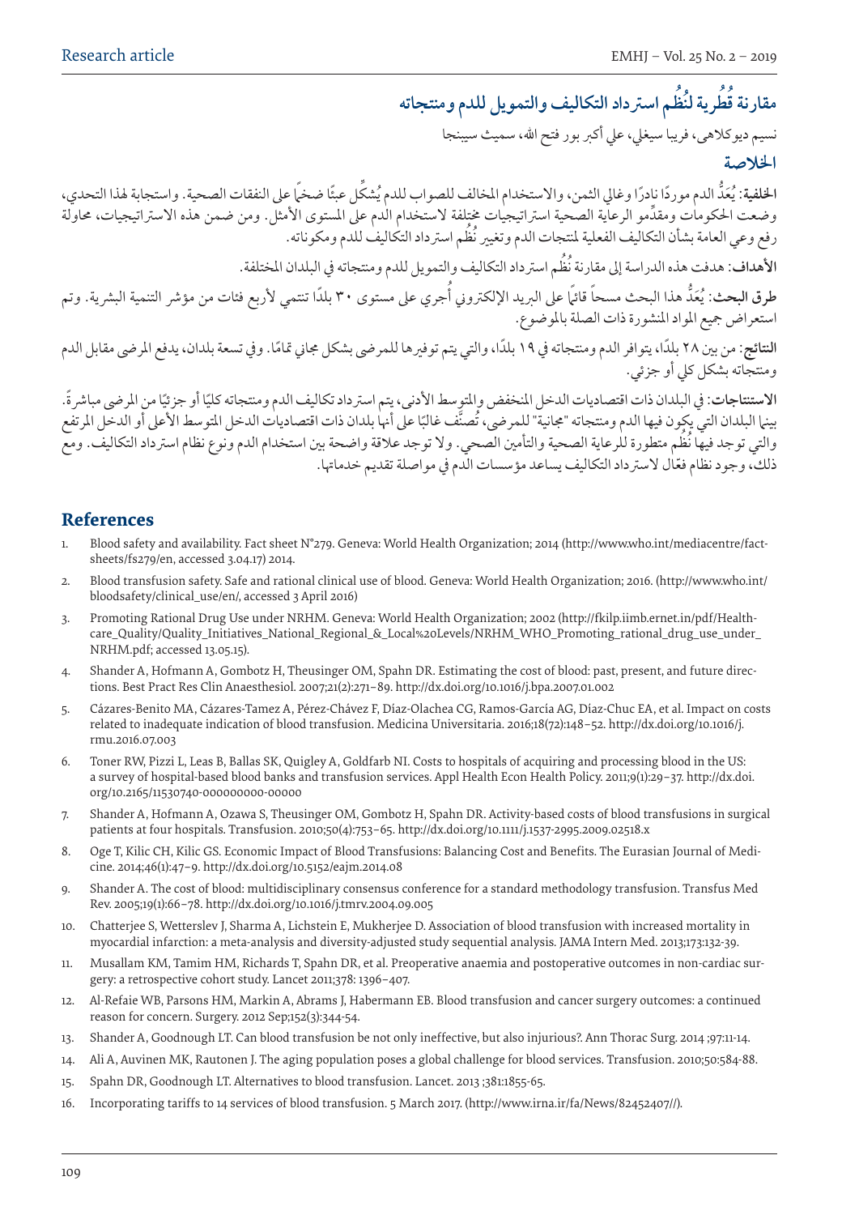# مقارنة قُطرية لنُظُم استرداد التكاليف والتمويل للدم ومنتجاته

نسيم ديوكلاهي، فريبا سيغلي، علي أكبر بور فتح الله، سميث سيبنجا

## الخلاصة

**الخلفية:** يُعَدُّ الدم موردًا نادرًا وغالي الثمن، والاستخدام المخالف للصواب للدم يُشكِّل عبئًا ضخمًا على النفقات الصحية. واستجابة لهذا التحدي، وضعت الحكومات ومقدِّمو الرعاية الصحية استراتيجيات مختلفة لاستخدام الدم على المستوى الأمثل. ومن ضمن هذه الاستراتيجيات، محاولة رفع وعي العامة بشأن التكاليف الفعلية لمنتجات الدم وتغيير نُظُم استرداد التكاليف للدم ومكوناته.

**الأهداف:** هدفت هذه الدراسة إلى مقارنة نُظُم استرداد التكاليف والتمويل للدم ومنتجاته في البلدان المختلفة.

**طرق البحث:** يُعَدُّ هذا البحث مسحاً قائمًا على البريد الإلكتروني أُجري على مستوى ٣٠ بلدًا تنتمي لأربع فئات من مؤشر التنمية البشرية. وتم استعراض جميع المواد المنشورة ذات الصلة بالموضوع.

**النتائج:** من بين ٢٨ بلدًا، يتوافر الدم ومنتجاته في ١٩ بلدًا، والتي يتم توفيرها للمرضى بشكل مجاني تمامًا. وفي تسعة بلدان، يدفع المرضى مقابل الدم ومنتجاته بشكل كلي أو جزئي.

**الاستنتاجات:** في البلدان ذات اقتصاديات الدخل المنخفض والمتوسط الأدنى، يتم استرداد تكاليف الدم ومنتجاته كليًا أو جزئيًا من المرضى مباشرةً. بينما البلدان التي يكون فيها الدم ومنتجاته "مجانية" للمرضى، تُصنَّف غالبًا على أنها بلدان ذات اقتصاديات الدخل المتوسط الأعلى أو الدخل المرتفع والتي توجد فيها نُظُم متطورة للرعاية الصحية والتأمين الصحي. ولا توجد علاقة واضحة بين استخدام الدم ونوع نظام استرداد التكاليف. ومع ذلك، وجود نظام فعّال لاسترداد التكاليف يساعد مؤسسات الدم في مواصلة تقديم خدماتها.

## References

1. Blood safety and availability. Fact sheet N°279. Geneva: World Health Organization; 2014 (http://www.who.int/mediacentre/factsheets/fs279/en, accessed 3.04.17) 2014.
2. Blood transfusion safety. Safe and rational clinical use of blood. Geneva: World Health Organization; 2016. (http://www.who.int/bloodsafety/clinical_use/en/, accessed 3 April 2016)
3. Promoting Rational Drug Use under NRHM. Geneva: World Health Organization; 2002 (http://fkilp.iimb.ernet.in/pdf/Healthcare_Quality/Quality_Initiatives_National_Regional_&_Local%20Levels/NRHM_WHO_Promoting_rational_drug_use_under_NRHM.pdf; accessed 13.05.15).
4. Shander A, Hofmann A, Gombotz H, Theusinger OM, Spahn DR. Estimating the cost of blood: past, present, and future directions. Best Pract Res Clin Anaesthesiol. 2007;21(2):271–89. http://dx.doi.org/10.1016/j.bpa.2007.01.002
5. Cázares-Benito MA, Cázares-Tamez A, Pérez-Chávez F, Díaz-Olachea CG, Ramos-García AG, Díaz-Chuc EA, et al. Impact on costs related to inadequate indication of blood transfusion. Medicina Universitaria. 2016;18(72):148–52. http://dx.doi.org/10.1016/j.rmu.2016.07.003
6. Toner RW, Pizzi L, Leas B, Ballas SK, Quigley A, Goldfarb NI. Costs to hospitals of acquiring and processing blood in the US: a survey of hospital-based blood banks and transfusion services. Appl Health Econ Health Policy. 2011;9(1):29–37. http://dx.doi.org/10.2165/11530740-000000000-00000
7. Shander A, Hofmann A, Ozawa S, Theusinger OM, Gombotz H, Spahn DR. Activity-based costs of blood transfusions in surgical patients at four hospitals. Transfusion. 2010;50(4):753–65. http://dx.doi.org/10.1111/j.1537-2995.2009.02518.x
8. Oge T, Kilic CH, Kilic GS. Economic Impact of Blood Transfusions: Balancing Cost and Benefits. The Eurasian Journal of Medicine. 2014;46(1):47–9. http://dx.doi.org/10.5152/eajm.2014.08
9. Shander A. The cost of blood: multidisciplinary consensus conference for a standard methodology transfusion. Transfus Med Rev. 2005;19(1):66–78. http://dx.doi.org/10.1016/j.tmrv.2004.09.005
10. Chatterjee S, Wetterslev J, Sharma A, Lichstein E, Mukherjee D. Association of blood transfusion with increased mortality in myocardial infarction: a meta-analysis and diversity-adjusted study sequential analysis. JAMA Intern Med. 2013;173:132-39.
11. Musallam KM, Tamim HM, Richards T, Spahn DR, et al. Preoperative anaemia and postoperative outcomes in non-cardiac surgery: a retrospective cohort study. Lancet 2011;378: 1396–407.
12. Al-Refaie WB, Parsons HM, Markin A, Abrams J, Habermann EB. Blood transfusion and cancer surgery outcomes: a continued reason for concern. Surgery. 2012 Sep;152(3):344-54.
13. Shander A, Goodnough LT. Can blood transfusion be not only ineffective, but also injurious?. Ann Thorac Surg. 2014 ;97:11-14.
14. Ali A, Auvinen MK, Rautonen J. The aging population poses a global challenge for blood services. Transfusion. 2010;50:584-88.
15. Spahn DR, Goodnough LT. Alternatives to blood transfusion. Lancet. 2013 ;381:1855-65.
16. Incorporating tariffs to 14 services of blood transfusion. 5 March 2017. (http://www.irna.ir/fa/News/82452407//).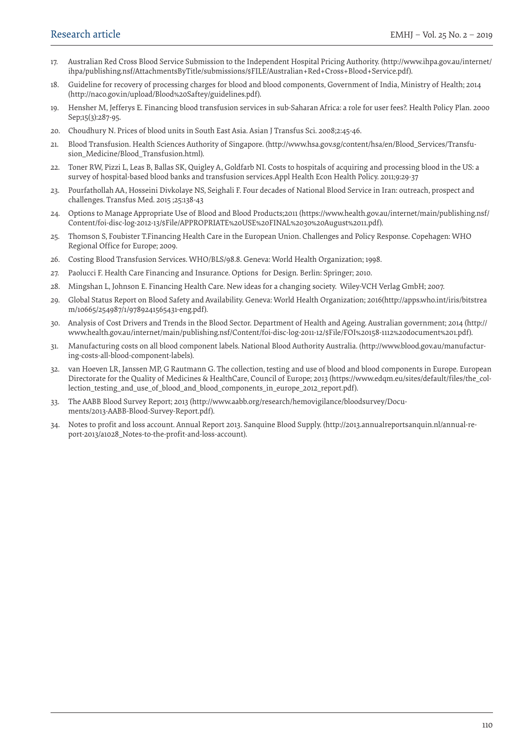17. Australian Red Cross Blood Service Submission to the Independent Hospital Pricing Authority. (http://www.ihpa.gov.au/internet/ihpa/publishing.nsf/AttachmentsByTitle/submissions/$FILE/Australian+Red+Cross+Blood+Service.pdf).
18. Guideline for recovery of processing charges for blood and blood components, Government of India, Ministry of Health; 2014 (http://naco.gov.in/upload/Blood%20Saftey/guidelines.pdf).
19. Hensher M, Jefferys E. Financing blood transfusion services in sub-Saharan Africa: a role for user fees?. Health Policy Plan. 2000 Sep;15(3):287-95.
20. Choudhury N. Prices of blood units in South East Asia. Asian J Transfus Sci. 2008;2:45-46.
21. Blood Transfusion. Health Sciences Authority of Singapore. (http://www.hsa.gov.sg/content/hsa/en/Blood_Services/Transfusion_Medicine/Blood_Transfusion.html).
22. Toner RW, Pizzi L, Leas B, Ballas SK, Quigley A, Goldfarb NI. Costs to hospitals of acquiring and processing blood in the US: a survey of hospital-based blood banks and transfusion services.Appl Health Econ Health Policy. 2011;9:29-37
23. Pourfathollah AA, Hosseini Divkolaye NS, Seighali F. Four decades of National Blood Service in Iran: outreach, prospect and challenges. Transfus Med. 2015 ;25:138-43
24. Options to Manage Appropriate Use of Blood and Blood Products;2011 (https://www.health.gov.au/internet/main/publishing.nsf/Content/foi-disc-log-2012-13/$File/APPROPRIATE%20USE%20FINAL%2030%20August%2011.pdf).
25. Thomson S, Foubister T.Financing Health Care in the European Union. Challenges and Policy Response. Copehagen: WHO Regional Office for Europe; 2009.
26. Costing Blood Transfusion Services. WHO/BLS/98.8. Geneva: World Health Organization; 1998.
27. Paolucci F. Health Care Financing and Insurance. Options for Design. Berlin: Springer; 2010.
28. Mingshan L, Johnson E. Financing Health Care. New ideas for a changing society. Wiley-VCH Verlag GmbH; 2007.
29. Global Status Report on Blood Safety and Availability. Geneva: World Health Organization; 2016(http://apps.who.int/iris/bitstream/10665/254987/1/9789241565431-eng.pdf).
30. Analysis of Cost Drivers and Trends in the Blood Sector. Department of Health and Ageing. Australian government; 2014 (http://www.health.gov.au/internet/main/publishing.nsf/Content/foi-disc-log-2011-12/$File/FOI%20158-1112%20document%201.pdf).
31. Manufacturing costs on all blood component labels. National Blood Authority Australia. (http://www.blood.gov.au/manufacturing-costs-all-blood-component-labels).
32. van Hoeven LR, Janssen MP, G Rautmann G. The collection, testing and use of blood and blood components in Europe. European Directorate for the Quality of Medicines & HealthCare, Council of Europe; 2013 (https://www.edqm.eu/sites/default/files/the_collection_testing_and_use_of_blood_and_blood_components_in_europe_2012_report.pdf).
33. The AABB Blood Survey Report; 2013 (http://www.aabb.org/research/hemovigilance/bloodsurvey/Documents/2013-AABB-Blood-Survey-Report.pdf).
34. Notes to profit and loss account. Annual Report 2013. Sanquine Blood Supply. (http://2013.annualreportsanquin.nl/annual-report-2013/a1028_Notes-to-the-profit-and-loss-account).